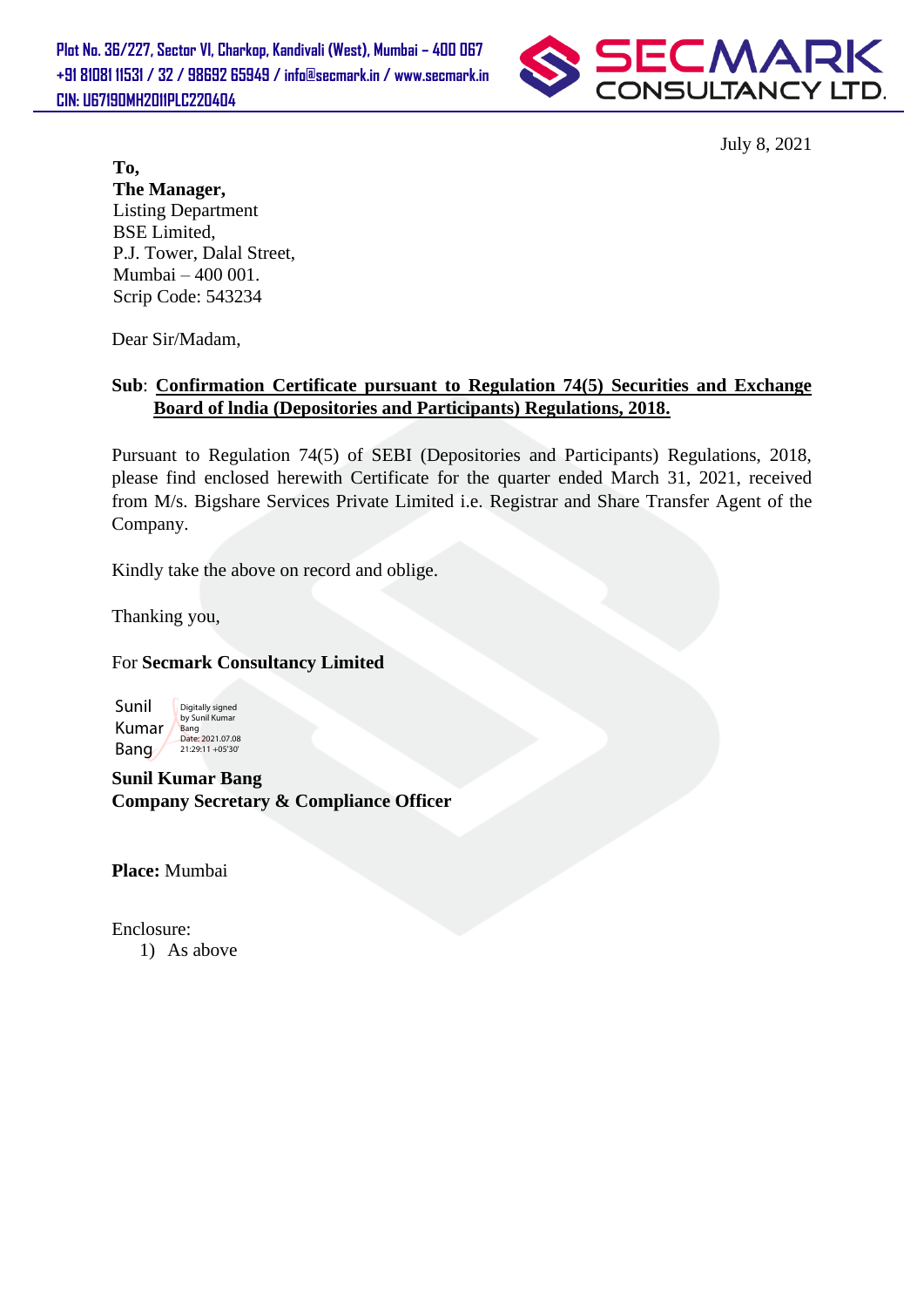Plot No. 36/227, Sector VI, Charkop, Kandivali (West), Mumbai – 400 067
+91 81081 11531 / 32 / 98692 65949 / info@secmark.in / www.secmark.in
CIN: U67190MH2011PLC220404

SECMARK CONSULTANCY LTD.

July 8, 2021

**To,**
**The Manager,**
Listing Department
BSE Limited,
P.J. Tower, Dalal Street,
Mumbai – 400 001.
Scrip Code: 543234

Dear Sir/Madam,

**Sub**: **Confirmation Certificate pursuant to Regulation 74(5) Securities and Exchange Board of India (Depositories and Participants) Regulations, 2018.**

Pursuant to Regulation 74(5) of SEBI (Depositories and Participants) Regulations, 2018, please find enclosed herewith Certificate for the quarter ended March 31, 2021, received from M/s. Bigshare Services Private Limited i.e. Registrar and Share Transfer Agent of the Company.

Kindly take the above on record and oblige.

Thanking you,

For **Secmark Consultancy Limited**

Sunil Kumar Bang
Digitally signed by Sunil Kumar Bang
Date: 2021.07.08 21:29:11 +05'30'

**Sunil Kumar Bang**
**Company Secretary & Compliance Officer**

**Place:** Mumbai

Enclosure:

1) As above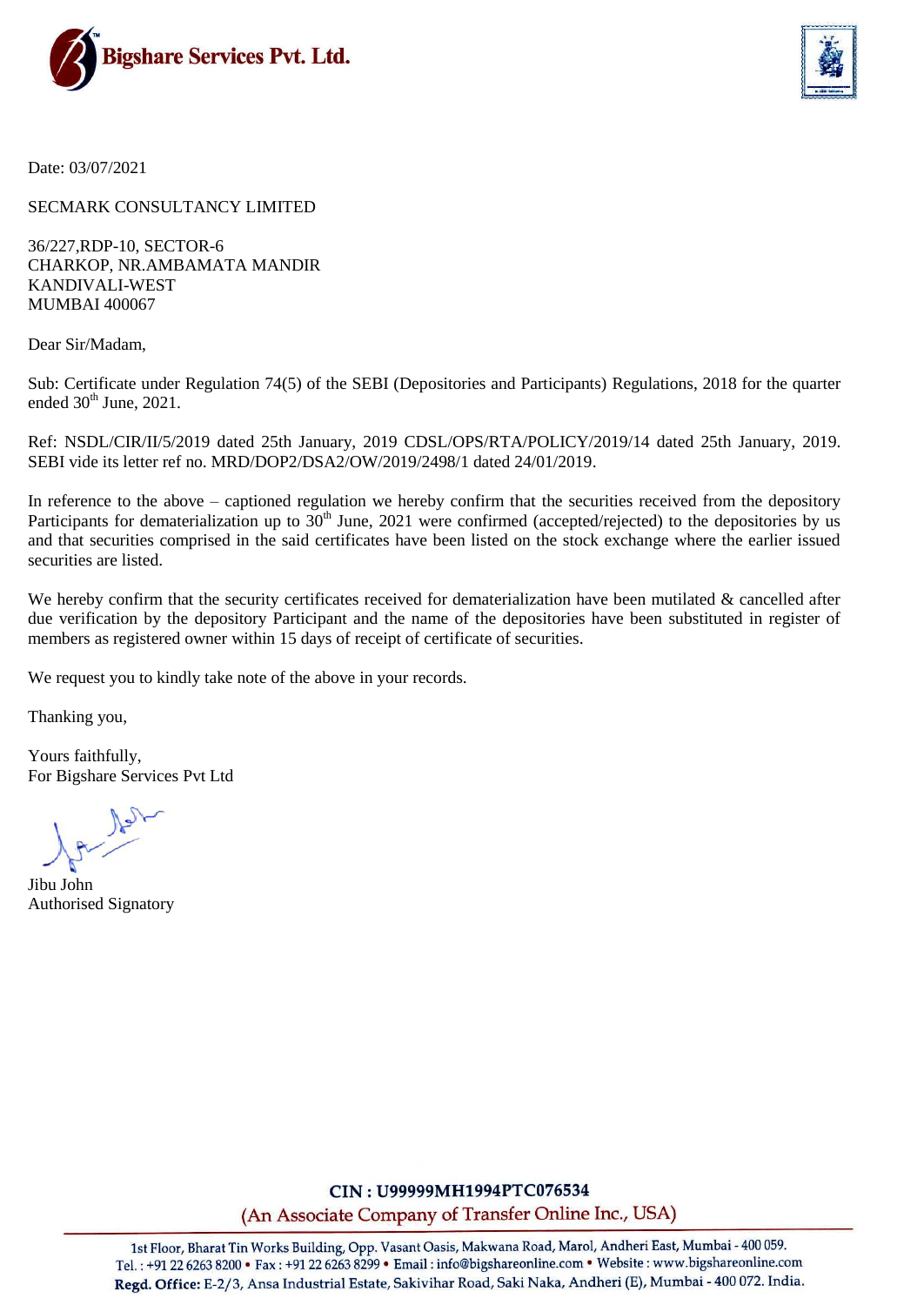**Bigshare Services Pvt. Ltd.**

Date: 03/07/2021

SECMARK CONSULTANCY LIMITED

36/227,RDP-10, SECTOR-6
CHARKOP, NR.AMBAMATA MANDIR
KANDIVALI-WEST
MUMBAI 400067

Dear Sir/Madam,

Sub: Certificate under Regulation 74(5) of the SEBI (Depositories and Participants) Regulations, 2018 for the quarter ended 30th June, 2021.

Ref: NSDL/CIR/II/5/2019 dated 25th January, 2019 CDSL/OPS/RTA/POLICY/2019/14 dated 25th January, 2019. SEBI vide its letter ref no. MRD/DOP2/DSA2/OW/2019/2498/1 dated 24/01/2019.

In reference to the above – captioned regulation we hereby confirm that the securities received from the depository Participants for dematerialization up to 30th June, 2021 were confirmed (accepted/rejected) to the depositories by us and that securities comprised in the said certificates have been listed on the stock exchange where the earlier issued securities are listed.

We hereby confirm that the security certificates received for dematerialization have been mutilated & cancelled after due verification by the depository Participant and the name of the depositories have been substituted in register of members as registered owner within 15 days of receipt of certificate of securities.

We request you to kindly take note of the above in your records.

Thanking you,

Yours faithfully,
For Bigshare Services Pvt Ltd

Jibu John
Authorised Signatory

CIN : U99999MH1994PTC076534
(An Associate Company of Transfer Online Inc., USA)

1st Floor, Bharat Tin Works Building, Opp. Vasant Oasis, Makwana Road, Marol, Andheri East, Mumbai - 400 059.
Tel. : +91 22 6263 8200 • Fax : +91 22 6263 8299 • Email : info@bigshareonline.com • Website : www.bigshareonline.com
**Regd. Office:** E-2/3, Ansa Industrial Estate, Sakivihar Road, Saki Naka, Andheri (E), Mumbai - 400 072. India.